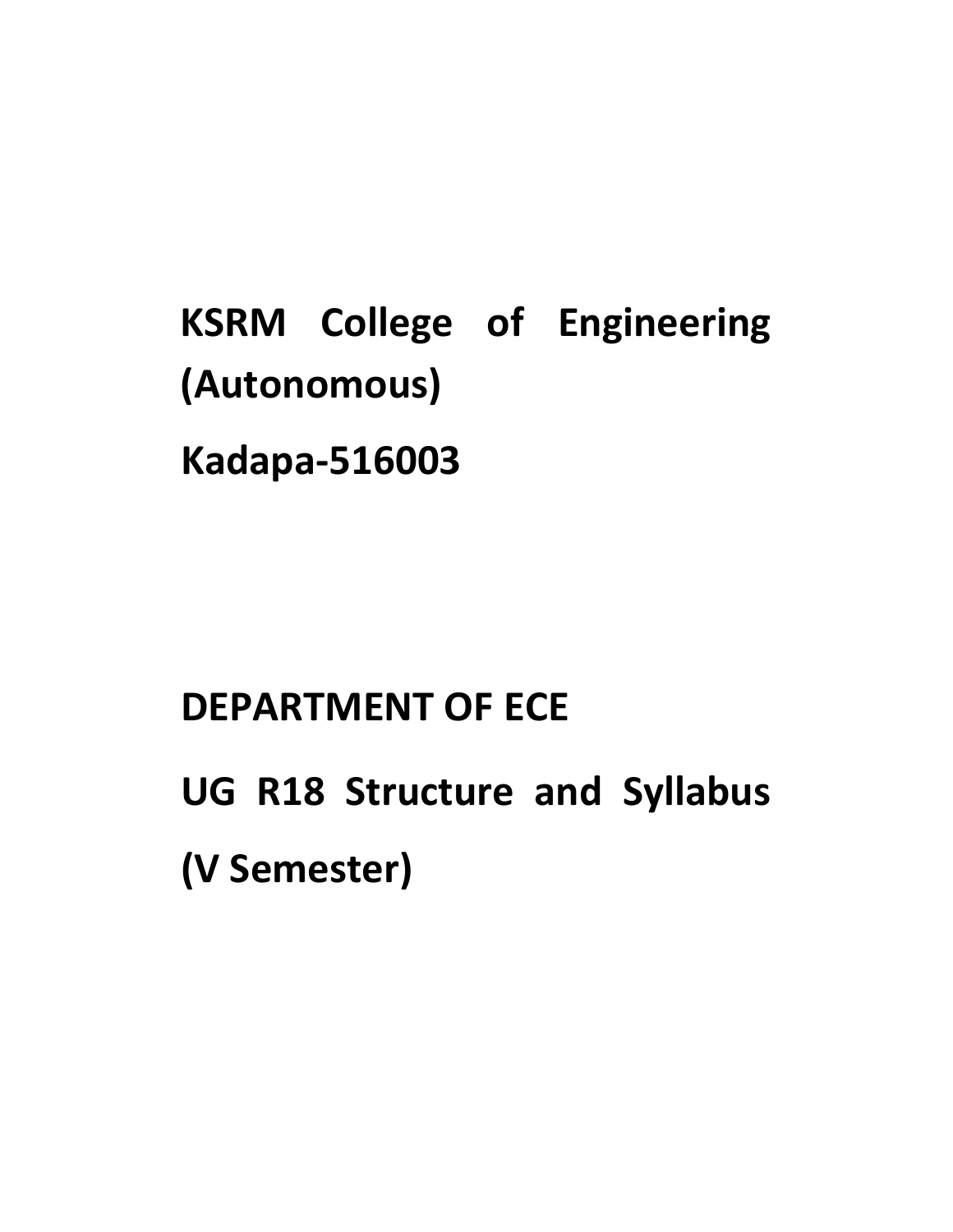# KSRM College of Engineering (Autonomous)

# Kadapa-516003

# DEPARTMENT OF ECE

# UG R18 Structure and Syllabus (V Semester)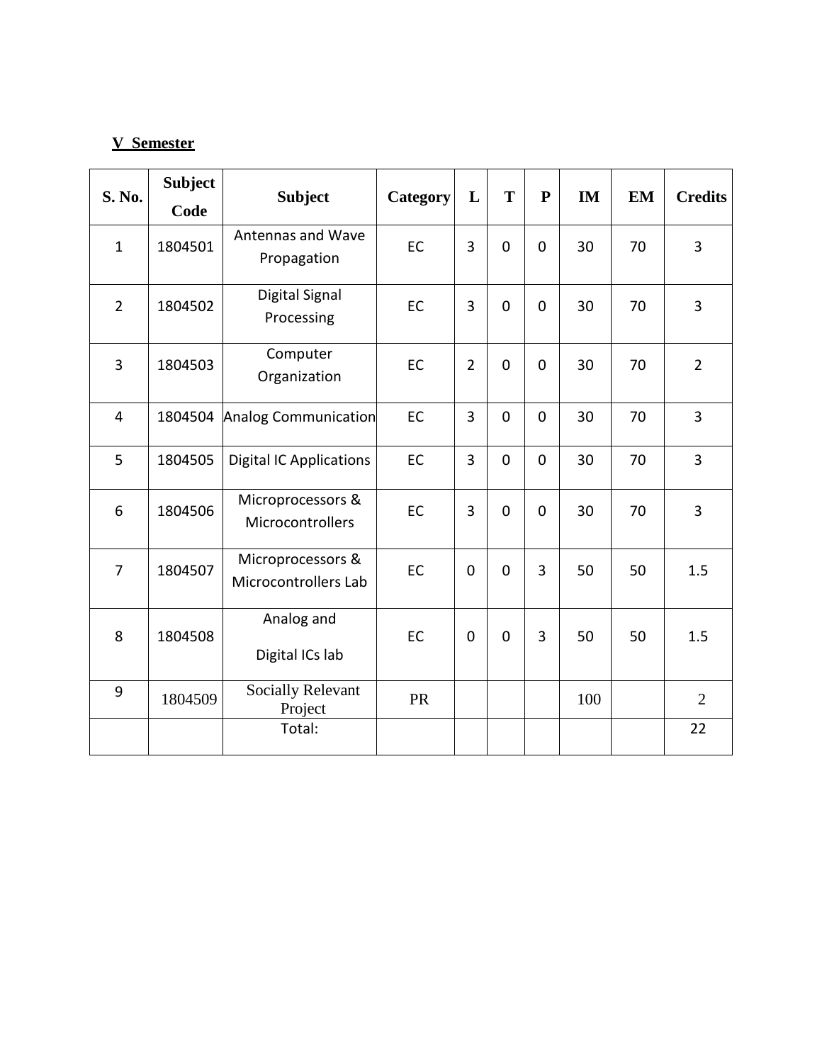**V Semester**

| S. No. | Subject Code | Subject | Category | L | T | P | IM | EM | Credits |
|---|---|---|---|---|---|---|---|---|---|
| 1 | 1804501 | Antennas and Wave Propagation | EC | 3 | 0 | 0 | 30 | 70 | 3 |
| 2 | 1804502 | Digital Signal Processing | EC | 3 | 0 | 0 | 30 | 70 | 3 |
| 3 | 1804503 | Computer Organization | EC | 2 | 0 | 0 | 30 | 70 | 2 |
| 4 | 1804504 | Analog Communication | EC | 3 | 0 | 0 | 30 | 70 | 3 |
| 5 | 1804505 | Digital IC Applications | EC | 3 | 0 | 0 | 30 | 70 | 3 |
| 6 | 1804506 | Microprocessors & Microcontrollers | EC | 3 | 0 | 0 | 30 | 70 | 3 |
| 7 | 1804507 | Microprocessors & Microcontrollers Lab | EC | 0 | 0 | 3 | 50 | 50 | 1.5 |
| 8 | 1804508 | Analog and Digital ICs lab | EC | 0 | 0 | 3 | 50 | 50 | 1.5 |
| 9 | 1804509 | Socially Relevant Project | PR | | | | 100 | | 2 |
| | | Total: | | | | | | | 22 |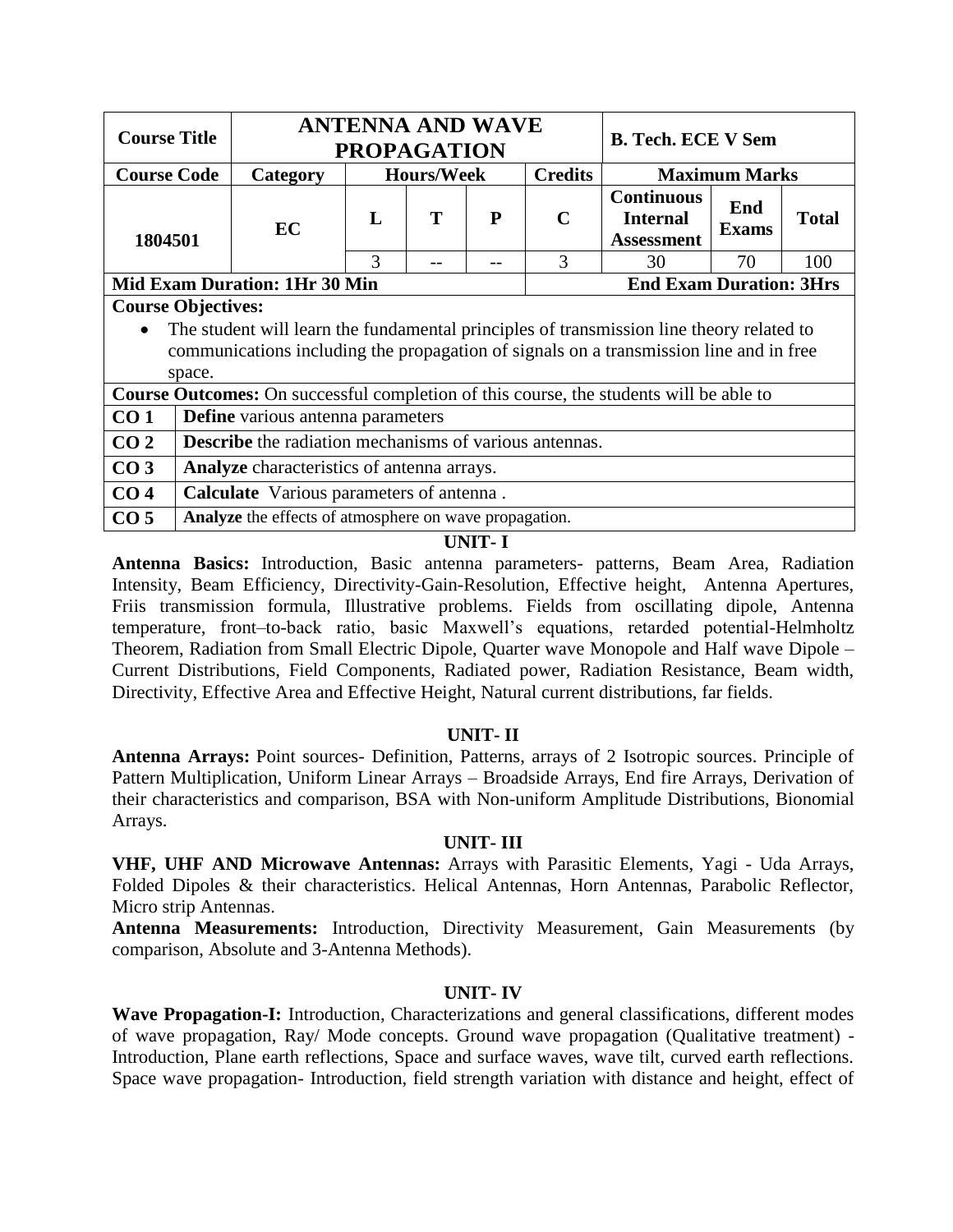| Course Title | ANTENNA AND WAVE PROPAGATION | | | | | B. Tech. ECE V Sem | | |
|---|---|---|---|---|---|---|---|---|
| **Course Code** | **Category** | **Hours/Week** | | | **Credits** | **Maximum Marks** | | |
| 1804501 | EC | L | T | P | C | Continuous Internal Assessment | End Exams | Total |
| | | 3 | -- | -- | 3 | 30 | 70 | 100 |
| **Mid Exam Duration: 1Hr 30 Min** | | | | | **End Exam Duration: 3Hrs** | | | |

**Course Objectives:**

- The student will learn the fundamental principles of transmission line theory related to communications including the propagation of signals on a transmission line and in free space.

**Course Outcomes:** On successful completion of this course, the students will be able to

| | |
|---|---|
| **CO 1** | **Define** various antenna parameters |
| **CO 2** | **Describe** the radiation mechanisms of various antennas. |
| **CO 3** | **Analyze** characteristics of antenna arrays. |
| **CO 4** | **Calculate** Various parameters of antenna . |
| **CO 5** | **Analyze** the effects of atmosphere on wave propagation. |

## UNIT- I

**Antenna Basics:** Introduction, Basic antenna parameters- patterns, Beam Area, Radiation Intensity, Beam Efficiency, Directivity-Gain-Resolution, Effective height, Antenna Apertures, Friis transmission formula, Illustrative problems. Fields from oscillating dipole, Antenna temperature, front–to-back ratio, basic Maxwell's equations, retarded potential-Helmholtz Theorem, Radiation from Small Electric Dipole, Quarter wave Monopole and Half wave Dipole – Current Distributions, Field Components, Radiated power, Radiation Resistance, Beam width, Directivity, Effective Area and Effective Height, Natural current distributions, far fields.

## UNIT- II

**Antenna Arrays:** Point sources- Definition, Patterns, arrays of 2 Isotropic sources. Principle of Pattern Multiplication, Uniform Linear Arrays – Broadside Arrays, End fire Arrays, Derivation of their characteristics and comparison, BSA with Non-uniform Amplitude Distributions, Bionomial Arrays.

## UNIT- III

**VHF, UHF AND Microwave Antennas:** Arrays with Parasitic Elements, Yagi - Uda Arrays, Folded Dipoles & their characteristics. Helical Antennas, Horn Antennas, Parabolic Reflector, Micro strip Antennas.

**Antenna Measurements:** Introduction, Directivity Measurement, Gain Measurements (by comparison, Absolute and 3-Antenna Methods).

## UNIT- IV

**Wave Propagation-I:** Introduction, Characterizations and general classifications, different modes of wave propagation, Ray/ Mode concepts. Ground wave propagation (Qualitative treatment) - Introduction, Plane earth reflections, Space and surface waves, wave tilt, curved earth reflections. Space wave propagation- Introduction, field strength variation with distance and height, effect of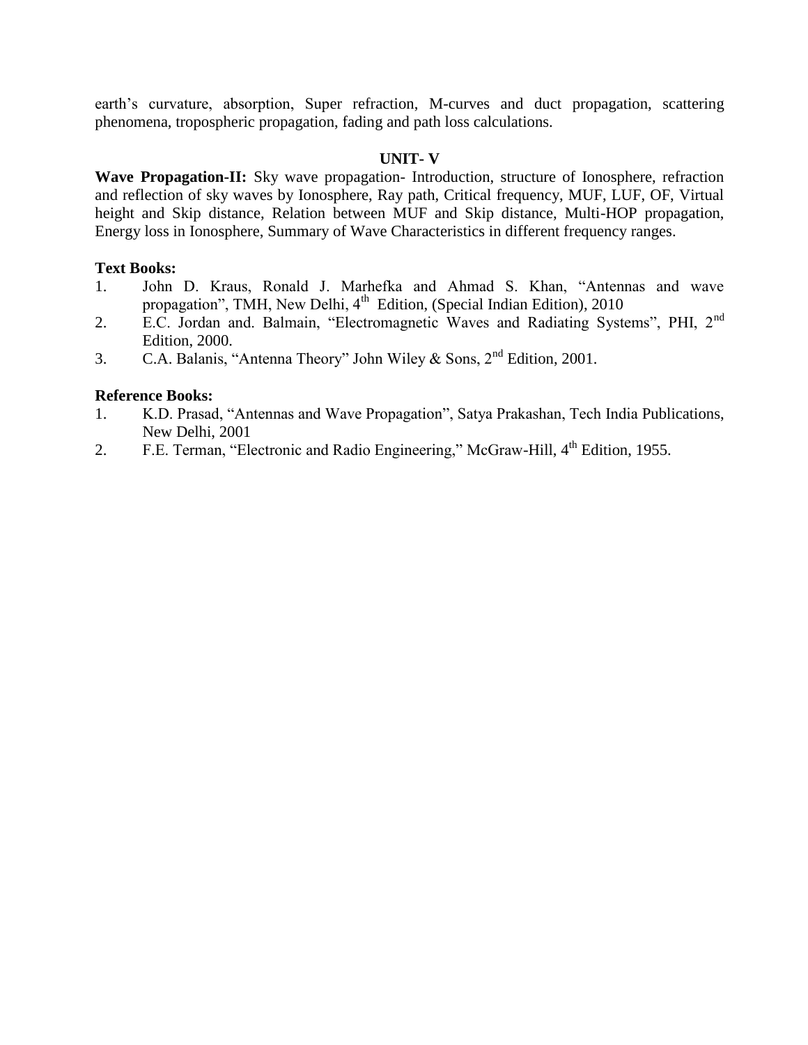earth's curvature, absorption, Super refraction, M-curves and duct propagation, scattering phenomena, tropospheric propagation, fading and path loss calculations.

### UNIT- V

**Wave Propagation-II:** Sky wave propagation- Introduction, structure of Ionosphere, refraction and reflection of sky waves by Ionosphere, Ray path, Critical frequency, MUF, LUF, OF, Virtual height and Skip distance, Relation between MUF and Skip distance, Multi-HOP propagation, Energy loss in Ionosphere, Summary of Wave Characteristics in different frequency ranges.

**Text Books:**

1. John D. Kraus, Ronald J. Marhefka and Ahmad S. Khan, "Antennas and wave propagation", TMH, New Delhi, 4th Edition, (Special Indian Edition), 2010
2. E.C. Jordan and. Balmain, "Electromagnetic Waves and Radiating Systems", PHI, 2nd Edition, 2000.
3. C.A. Balanis, "Antenna Theory" John Wiley & Sons, 2nd Edition, 2001.

**Reference Books:**

1. K.D. Prasad, "Antennas and Wave Propagation", Satya Prakashan, Tech India Publications, New Delhi, 2001
2. F.E. Terman, "Electronic and Radio Engineering," McGraw-Hill, 4th Edition, 1955.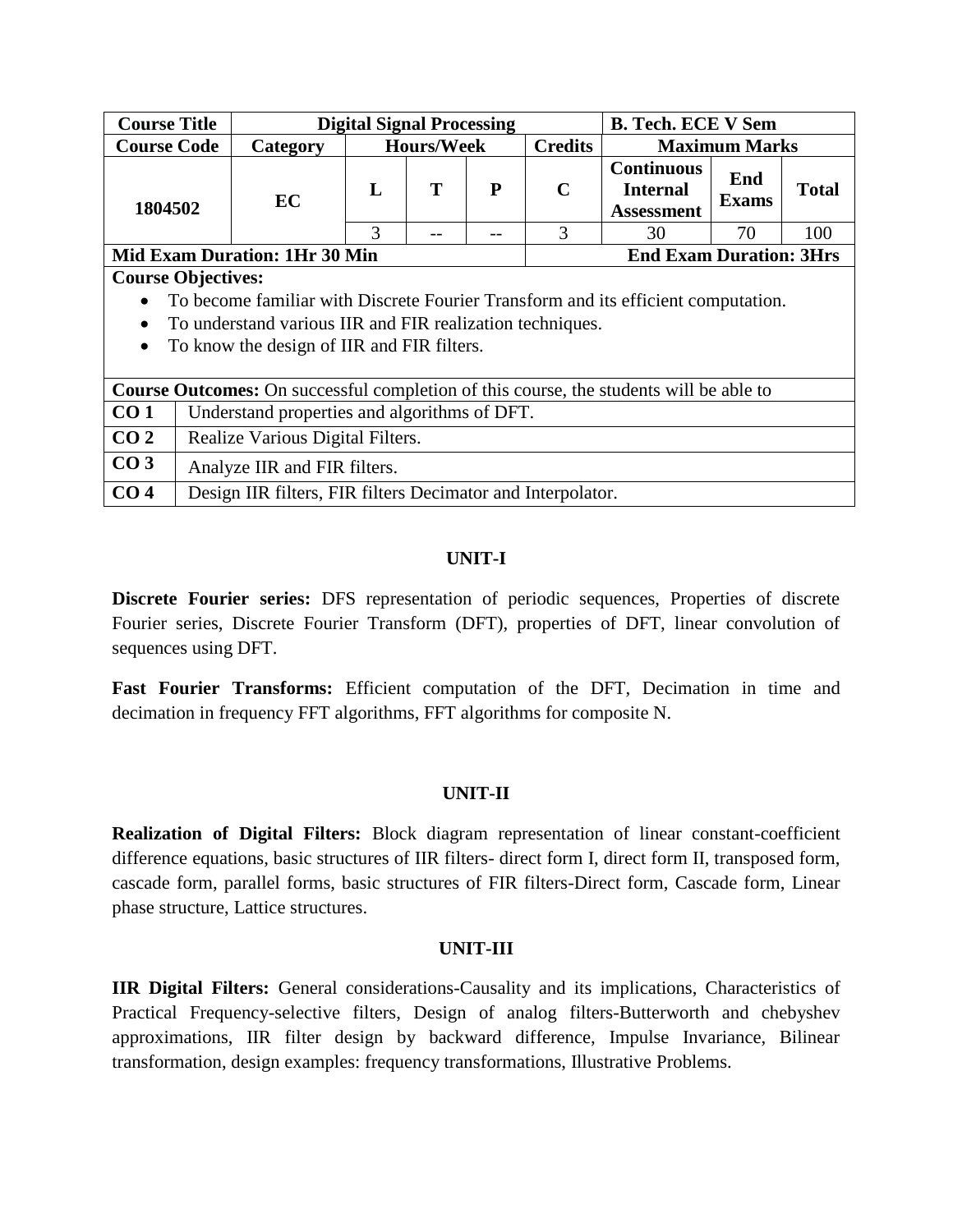| Course Title | Digital Signal Processing | | | | | B. Tech. ECE V Sem | | |
|---|---|---|---|---|---|---|---|---|
| **Course Code** | **Category** | **Hours/Week** | | | **Credits** | **Maximum Marks** | | |
| 1804502 | EC | **L** | **T** | **P** | **C** | **Continuous Internal Assessment** | **End Exams** | **Total** |
| | | 3 | -- | -- | 3 | 30 | 70 | 100 |
| **Mid Exam Duration: 1Hr 30 Min** | | | | | | **End Exam Duration: 3Hrs** | | |

**Course Objectives:**

- To become familiar with Discrete Fourier Transform and its efficient computation.
- To understand various IIR and FIR realization techniques.
- To know the design of IIR and FIR filters.

**Course Outcomes:** On successful completion of this course, the students will be able to

| | |
|---|---|
| **CO 1** | Understand properties and algorithms of DFT. |
| **CO 2** | Realize Various Digital Filters. |
| **CO 3** | Analyze IIR and FIR filters. |
| **CO 4** | Design IIR filters, FIR filters Decimator and Interpolator. |

## UNIT-I

**Discrete Fourier series:** DFS representation of periodic sequences, Properties of discrete Fourier series, Discrete Fourier Transform (DFT), properties of DFT, linear convolution of sequences using DFT.

**Fast Fourier Transforms:** Efficient computation of the DFT, Decimation in time and decimation in frequency FFT algorithms, FFT algorithms for composite N.

## UNIT-II

**Realization of Digital Filters:** Block diagram representation of linear constant-coefficient difference equations, basic structures of IIR filters- direct form I, direct form II, transposed form, cascade form, parallel forms, basic structures of FIR filters-Direct form, Cascade form, Linear phase structure, Lattice structures.

## UNIT-III

**IIR Digital Filters:** General considerations-Causality and its implications, Characteristics of Practical Frequency-selective filters, Design of analog filters-Butterworth and chebyshev approximations, IIR filter design by backward difference, Impulse Invariance, Bilinear transformation, design examples: frequency transformations, Illustrative Problems.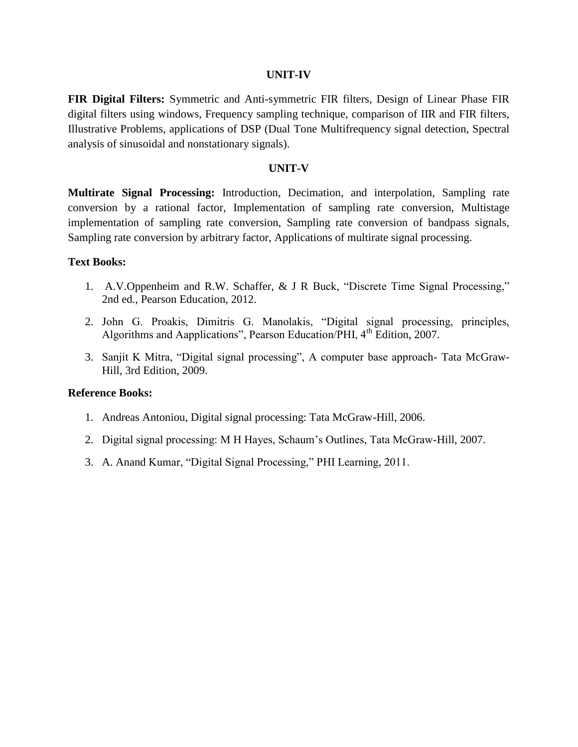## UNIT-IV

**FIR Digital Filters:** Symmetric and Anti-symmetric FIR filters, Design of Linear Phase FIR digital filters using windows, Frequency sampling technique, comparison of IIR and FIR filters, Illustrative Problems, applications of DSP (Dual Tone Multifrequency signal detection, Spectral analysis of sinusoidal and nonstationary signals).

## UNIT-V

**Multirate Signal Processing:** Introduction, Decimation, and interpolation, Sampling rate conversion by a rational factor, Implementation of sampling rate conversion, Multistage implementation of sampling rate conversion, Sampling rate conversion of bandpass signals, Sampling rate conversion by arbitrary factor, Applications of multirate signal processing.

### Text Books:

1. A.V.Oppenheim and R.W. Schaffer, & J R Buck, "Discrete Time Signal Processing," 2nd ed., Pearson Education, 2012.
2. John G. Proakis, Dimitris G. Manolakis, "Digital signal processing, principles, Algorithms and Aapplications", Pearson Education/PHI, 4th Edition, 2007.
3. Sanjit K Mitra, "Digital signal processing", A computer base approach- Tata McGraw-Hill, 3rd Edition, 2009.

### Reference Books:

1. Andreas Antoniou, Digital signal processing: Tata McGraw-Hill, 2006.
2. Digital signal processing: M H Hayes, Schaum's Outlines, Tata McGraw-Hill, 2007.
3. A. Anand Kumar, "Digital Signal Processing," PHI Learning, 2011.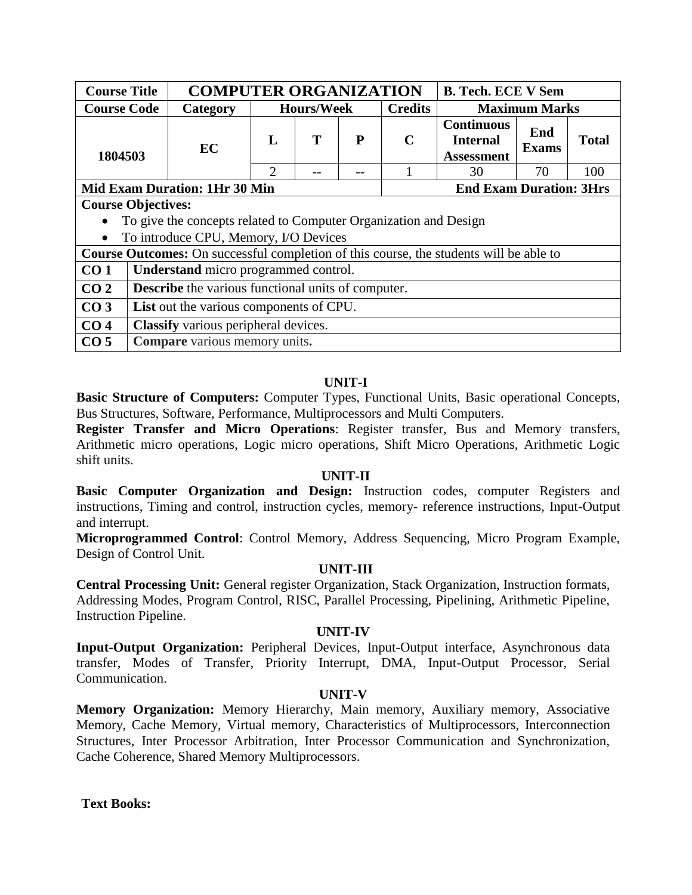| Course Title | COMPUTER ORGANIZATION | | | | | B. Tech. ECE V Sem | | |
|---|---|---|---|---|---|---|---|---|
| Course Code | Category | Hours/Week | | | Credits | Maximum Marks | | |
| 1804503 | EC | L | T | P | C | Continuous Internal Assessment | End Exams | Total |
| | | 2 | -- | -- | 1 | 30 | 70 | 100 |
| Mid Exam Duration: 1Hr 30 Min | | | | | | End Exam Duration: 3Hrs | | |

**Course Objectives:**

- To give the concepts related to Computer Organization and Design
- To introduce CPU, Memory, I/O Devices

**Course Outcomes:** On successful completion of this course, the students will be able to

| | |
|---|---|
| CO 1 | **Understand** micro programmed control. |
| CO 2 | **Describe** the various functional units of computer. |
| CO 3 | **List** out the various components of CPU. |
| CO 4 | **Classify** various peripheral devices. |
| CO 5 | **Compare** various memory units. |

### UNIT-I

**Basic Structure of Computers:** Computer Types, Functional Units, Basic operational Concepts, Bus Structures, Software, Performance, Multiprocessors and Multi Computers.

**Register Transfer and Micro Operations**: Register transfer, Bus and Memory transfers, Arithmetic micro operations, Logic micro operations, Shift Micro Operations, Arithmetic Logic shift units.

### UNIT-II

**Basic Computer Organization and Design:** Instruction codes, computer Registers and instructions, Timing and control, instruction cycles, memory- reference instructions, Input-Output and interrupt.

**Microprogrammed Control**: Control Memory, Address Sequencing, Micro Program Example, Design of Control Unit.

### UNIT-III

**Central Processing Unit:** General register Organization, Stack Organization, Instruction formats, Addressing Modes, Program Control, RISC, Parallel Processing, Pipelining, Arithmetic Pipeline, Instruction Pipeline.

### UNIT-IV

**Input-Output Organization:** Peripheral Devices, Input-Output interface, Asynchronous data transfer, Modes of Transfer, Priority Interrupt, DMA, Input-Output Processor, Serial Communication.

### UNIT-V

**Memory Organization:** Memory Hierarchy, Main memory, Auxiliary memory, Associative Memory, Cache Memory, Virtual memory, Characteristics of Multiprocessors, Interconnection Structures, Inter Processor Arbitration, Inter Processor Communication and Synchronization, Cache Coherence, Shared Memory Multiprocessors.

**Text Books:**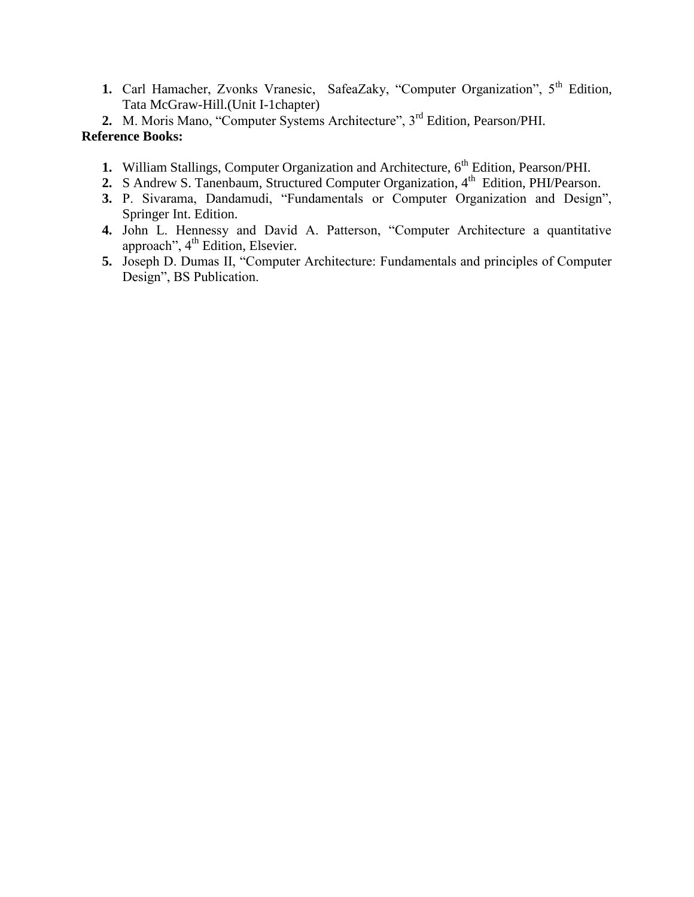1. Carl Hamacher, Zvonks Vranesic, SafeaZaky, "Computer Organization", 5th Edition, Tata McGraw-Hill.(Unit I-1chapter)
2. M. Moris Mano, "Computer Systems Architecture", 3rd Edition, Pearson/PHI.

**Reference Books:**

1. William Stallings, Computer Organization and Architecture, 6th Edition, Pearson/PHI.
2. S Andrew S. Tanenbaum, Structured Computer Organization, 4th Edition, PHI/Pearson.
3. P. Sivarama, Dandamudi, "Fundamentals or Computer Organization and Design", Springer Int. Edition.
4. John L. Hennessy and David A. Patterson, "Computer Architecture a quantitative approach", 4th Edition, Elsevier.
5. Joseph D. Dumas II, "Computer Architecture: Fundamentals and principles of Computer Design", BS Publication.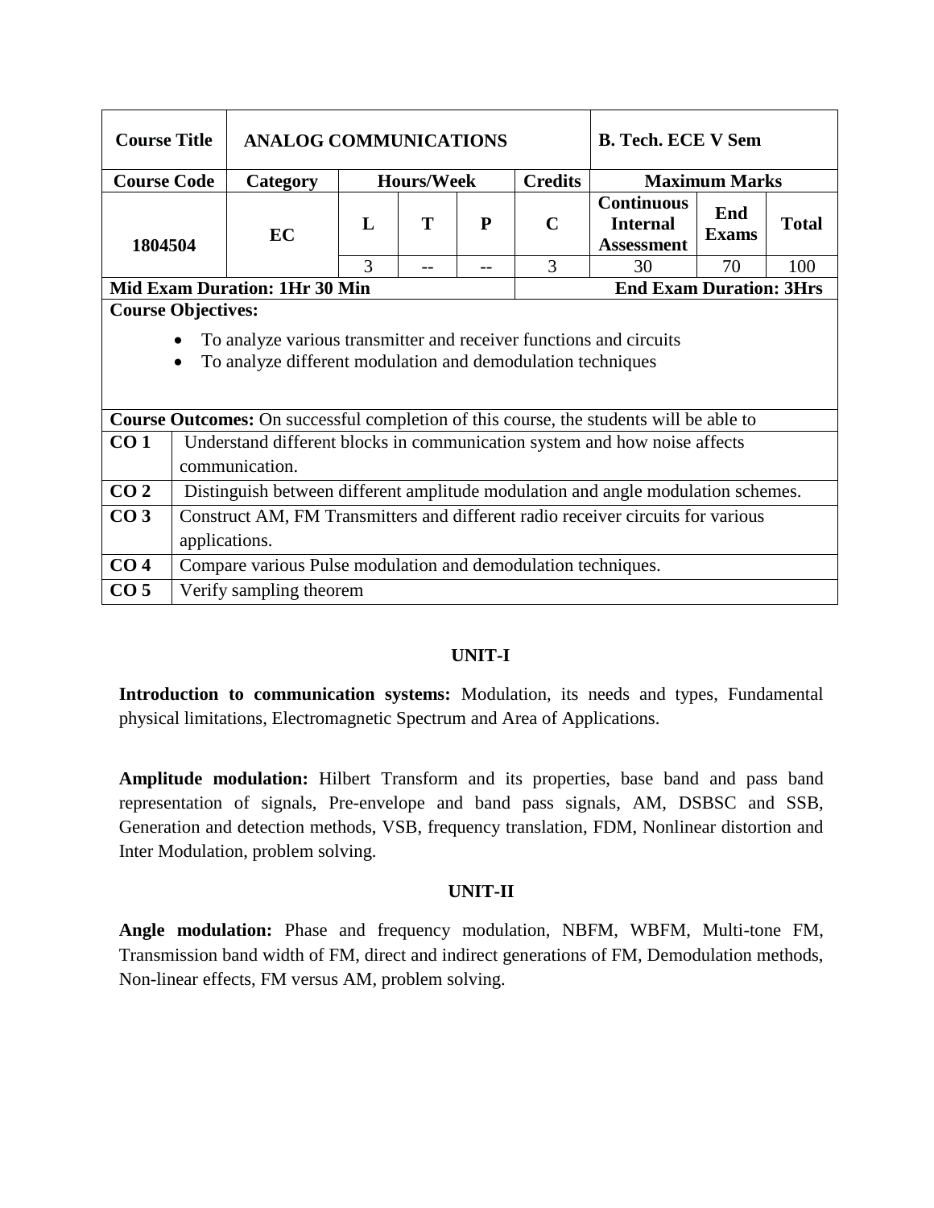| Course Title | ANALOG COMMUNICATIONS | | | | | B. Tech. ECE V Sem | | |
|---|---|---|---|---|---|---|---|---|
| **Course Code** | **Category** | **Hours/Week** | | | **Credits** | **Maximum Marks** | | |
| 1804504 | EC | **L** | **T** | **P** | **C** | **Continuous Internal Assessment** | **End Exams** | **Total** |
| | | 3 | -- | -- | 3 | 30 | 70 | 100 |
| **Mid Exam Duration: 1Hr 30 Min** | | | | | **End Exam Duration: 3Hrs** | | | |

**Course Objectives:**

- To analyze various transmitter and receiver functions and circuits
- To analyze different modulation and demodulation techniques

**Course Outcomes:** On successful completion of this course, the students will be able to

| | |
|---|---|
| **CO 1** | Understand different blocks in communication system and how noise affects communication. |
| **CO 2** | Distinguish between different amplitude modulation and angle modulation schemes. |
| **CO 3** | Construct AM, FM Transmitters and different radio receiver circuits for various applications. |
| **CO 4** | Compare various Pulse modulation and demodulation techniques. |
| **CO 5** | Verify sampling theorem |

## UNIT-I

**Introduction to communication systems:** Modulation, its needs and types, Fundamental physical limitations, Electromagnetic Spectrum and Area of Applications.

**Amplitude modulation:** Hilbert Transform and its properties, base band and pass band representation of signals, Pre-envelope and band pass signals, AM, DSBSC and SSB, Generation and detection methods, VSB, frequency translation, FDM, Nonlinear distortion and Inter Modulation, problem solving.

## UNIT-II

**Angle modulation:** Phase and frequency modulation, NBFM, WBFM, Multi-tone FM, Transmission band width of FM, direct and indirect generations of FM, Demodulation methods, Non-linear effects, FM versus AM, problem solving.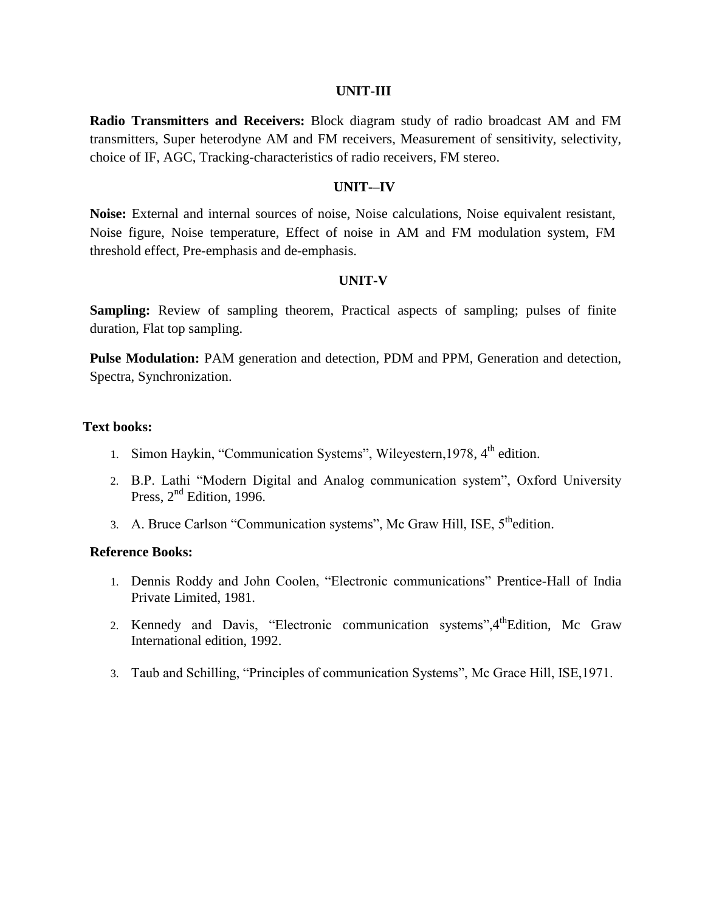## UNIT-III

**Radio Transmitters and Receivers:** Block diagram study of radio broadcast AM and FM transmitters, Super heterodyne AM and FM receivers, Measurement of sensitivity, selectivity, choice of IF, AGC, Tracking-characteristics of radio receivers, FM stereo.

## UNIT-–IV

**Noise:** External and internal sources of noise, Noise calculations, Noise equivalent resistant, Noise figure, Noise temperature, Effect of noise in AM and FM modulation system, FM threshold effect, Pre-emphasis and de-emphasis.

## UNIT-V

**Sampling:** Review of sampling theorem, Practical aspects of sampling; pulses of finite duration, Flat top sampling.

**Pulse Modulation:** PAM generation and detection, PDM and PPM, Generation and detection, Spectra, Synchronization.

**Text books:**

1. Simon Haykin, "Communication Systems", Wileyestern,1978, 4th edition.
2. B.P. Lathi "Modern Digital and Analog communication system", Oxford University Press, 2nd Edition, 1996.
3. A. Bruce Carlson "Communication systems", Mc Graw Hill, ISE, 5thedition.

**Reference Books:**

1. Dennis Roddy and John Coolen, "Electronic communications" Prentice-Hall of India Private Limited, 1981.
2. Kennedy and Davis, "Electronic communication systems",4thEdition, Mc Graw International edition, 1992.
3. Taub and Schilling, "Principles of communication Systems", Mc Grace Hill, ISE,1971.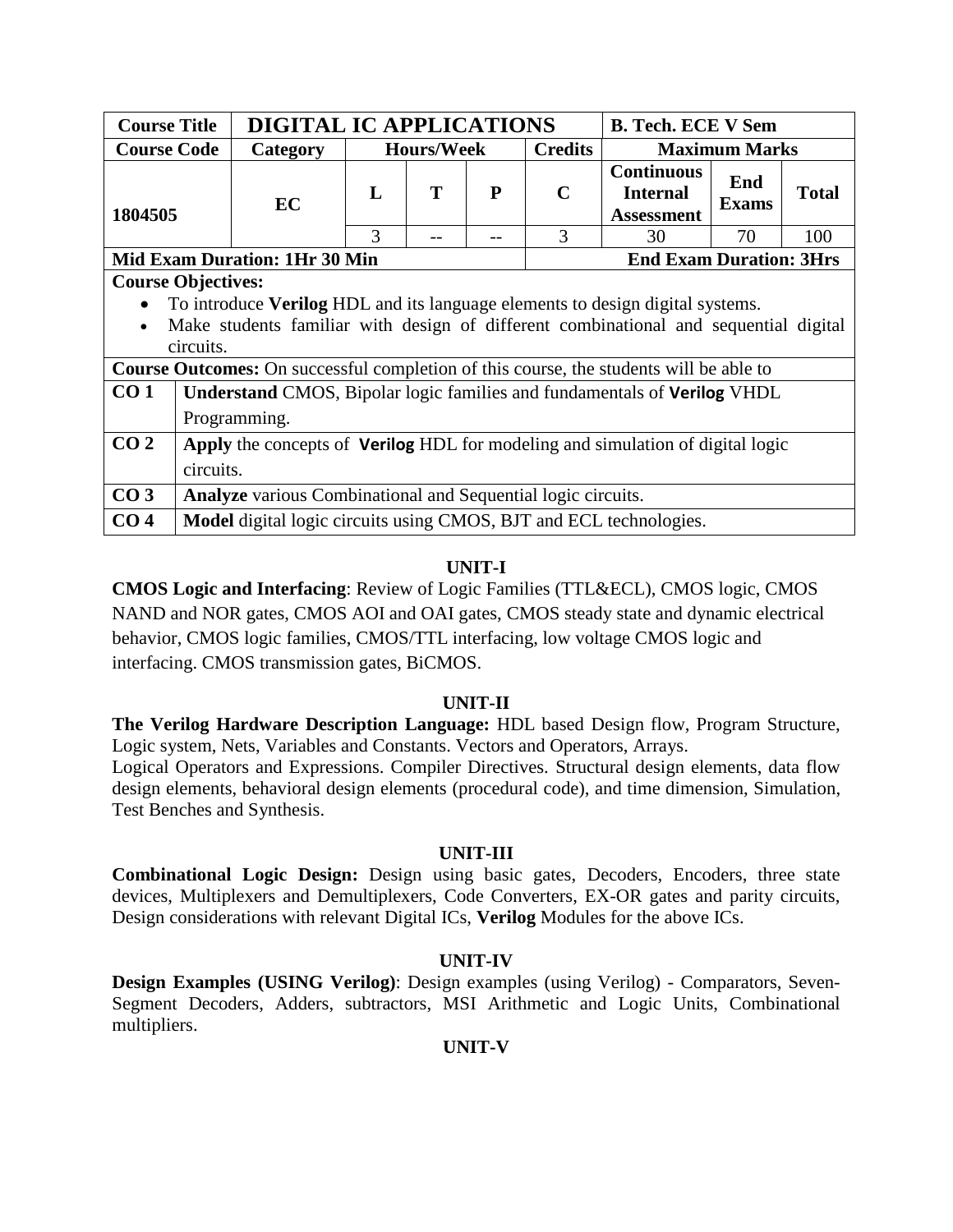| Course Title | DIGITAL IC APPLICATIONS | | | | | B. Tech. ECE V Sem | | |
|---|---|---|---|---|---|---|---|---|
| **Course Code** | **Category** | **Hours/Week** | | | **Credits** | **Maximum Marks** | | |
| 1804505 | EC | **L** | **T** | **P** | **C** | **Continuous Internal Assessment** | **End Exams** | **Total** |
| | | 3 | -- | -- | 3 | 30 | 70 | 100 |
| **Mid Exam Duration: 1Hr 30 Min** | | | | | **End Exam Duration: 3Hrs** | | | |

**Course Objectives:**

- To introduce **Verilog** HDL and its language elements to design digital systems.
- Make students familiar with design of different combinational and sequential digital circuits.

**Course Outcomes:** On successful completion of this course, the students will be able to

| | |
|---|---|
| **CO 1** | **Understand** CMOS, Bipolar logic families and fundamentals of **Verilog** VHDL Programming. |
| **CO 2** | **Apply** the concepts of **Verilog** HDL for modeling and simulation of digital logic circuits. |
| **CO 3** | **Analyze** various Combinational and Sequential logic circuits. |
| **CO 4** | **Model** digital logic circuits using CMOS, BJT and ECL technologies. |

### UNIT-I

**CMOS Logic and Interfacing**: Review of Logic Families (TTL&ECL), CMOS logic, CMOS NAND and NOR gates, CMOS AOI and OAI gates, CMOS steady state and dynamic electrical behavior, CMOS logic families, CMOS/TTL interfacing, low voltage CMOS logic and interfacing. CMOS transmission gates, BiCMOS.

### UNIT-II

**The Verilog Hardware Description Language:** HDL based Design flow, Program Structure, Logic system, Nets, Variables and Constants. Vectors and Operators, Arrays.

Logical Operators and Expressions. Compiler Directives. Structural design elements, data flow design elements, behavioral design elements (procedural code), and time dimension, Simulation, Test Benches and Synthesis.

### UNIT-III

**Combinational Logic Design:** Design using basic gates, Decoders, Encoders, three state devices, Multiplexers and Demultiplexers, Code Converters, EX-OR gates and parity circuits, Design considerations with relevant Digital ICs, **Verilog** Modules for the above ICs.

### UNIT-IV

**Design Examples (USING Verilog)**: Design examples (using Verilog) - Comparators, Seven-Segment Decoders, Adders, subtractors, MSI Arithmetic and Logic Units, Combinational multipliers.

### UNIT-V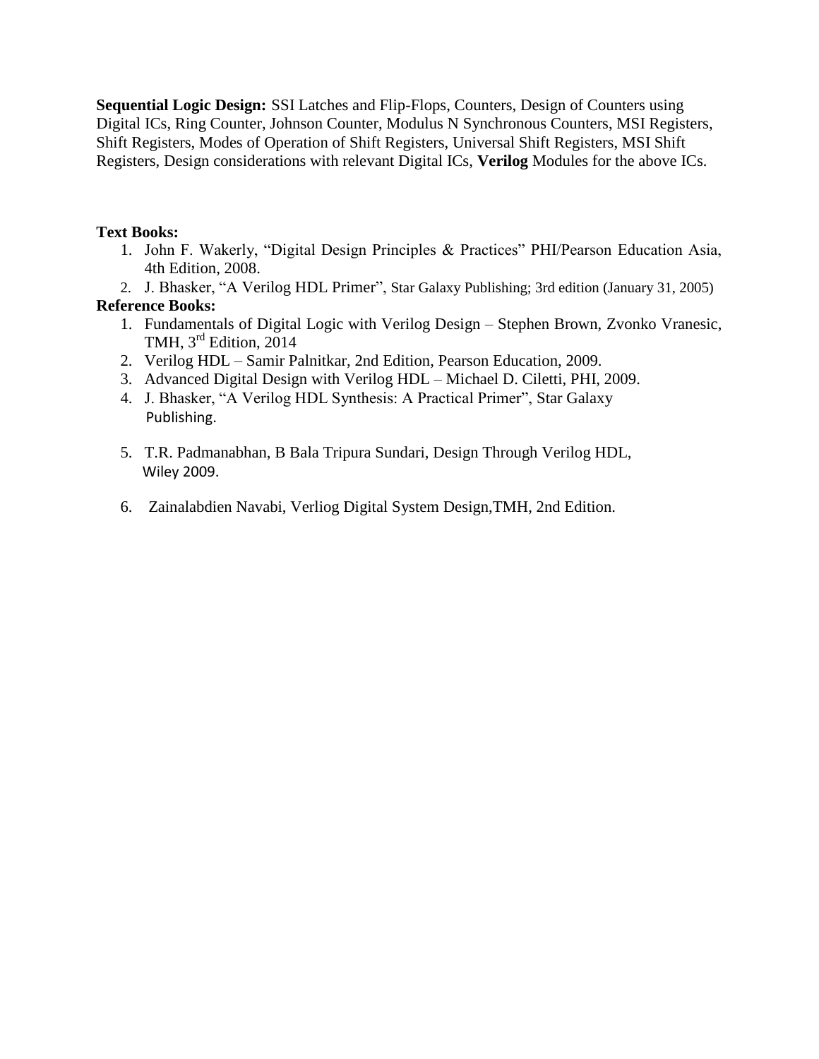**Sequential Logic Design:** SSI Latches and Flip-Flops, Counters, Design of Counters using Digital ICs, Ring Counter, Johnson Counter, Modulus N Synchronous Counters, MSI Registers, Shift Registers, Modes of Operation of Shift Registers, Universal Shift Registers, MSI Shift Registers, Design considerations with relevant Digital ICs, **Verilog** Modules for the above ICs.

**Text Books:**

1. John F. Wakerly, "Digital Design Principles & Practices" PHI/Pearson Education Asia, 4th Edition, 2008.
2. J. Bhasker, "A Verilog HDL Primer", Star Galaxy Publishing; 3rd edition (January 31, 2005)

**Reference Books:**

1. Fundamentals of Digital Logic with Verilog Design – Stephen Brown, Zvonko Vranesic, TMH, 3rd Edition, 2014
2. Verilog HDL – Samir Palnitkar, 2nd Edition, Pearson Education, 2009.
3. Advanced Digital Design with Verilog HDL – Michael D. Ciletti, PHI, 2009.
4. J. Bhasker, "A Verilog HDL Synthesis: A Practical Primer", Star Galaxy Publishing.
5. T.R. Padmanabhan, B Bala Tripura Sundari, Design Through Verilog HDL, Wiley 2009.
6. Zainalabdien Navabi, Verliog Digital System Design,TMH, 2nd Edition.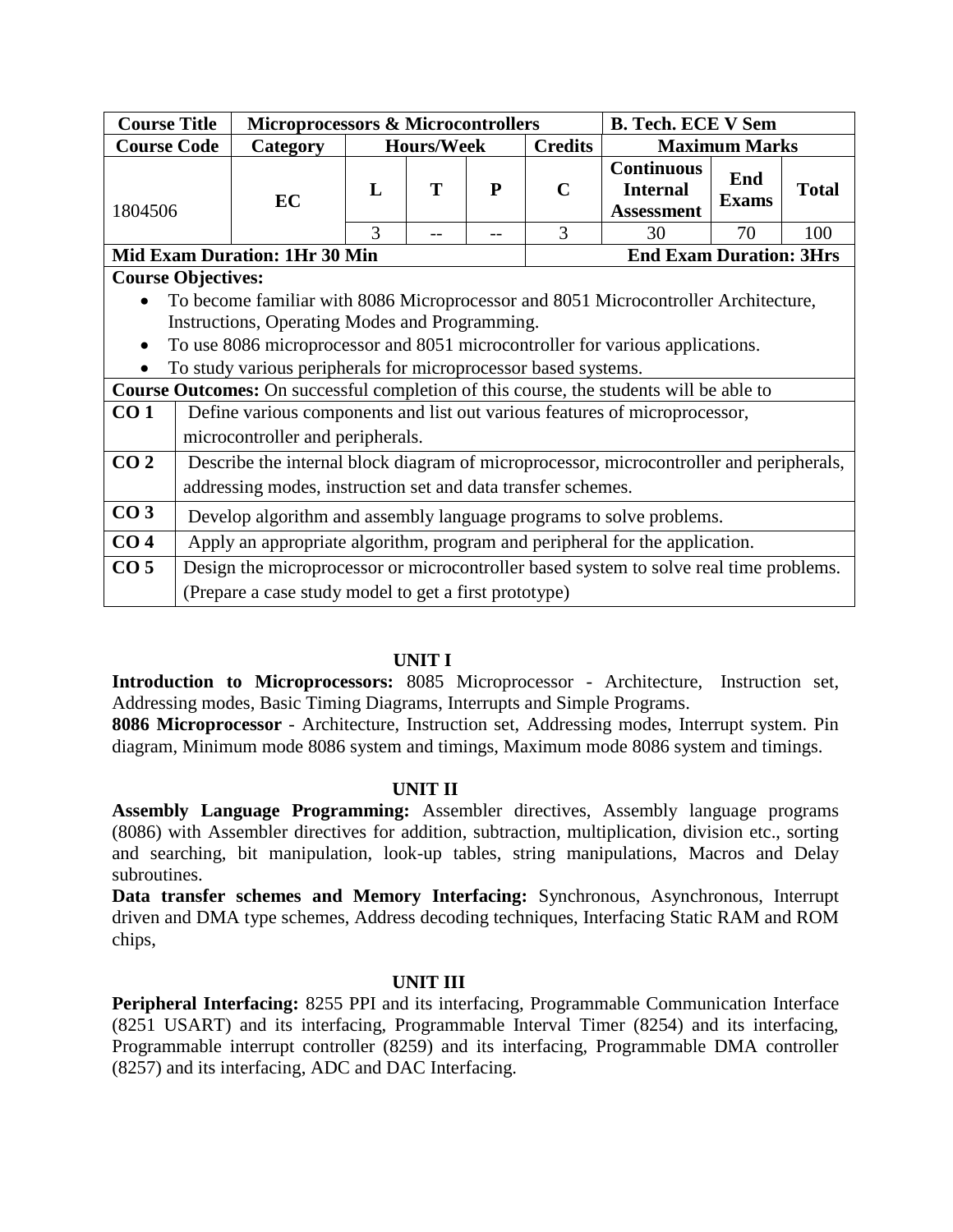| Course Title | Microprocessors & Microcontrollers | | | | | B. Tech. ECE V Sem | | |
|---|---|---|---|---|---|---|---|---|
| **Course Code** | **Category** | **Hours/Week** | | | **Credits** | **Maximum Marks** | | |
| 1804506 | **EC** | **L** | **T** | **P** | **C** | **Continuous Internal Assessment** | **End Exams** | **Total** |
| | | 3 | -- | -- | 3 | 30 | 70 | 100 |
| **Mid Exam Duration: 1Hr 30 Min** | | | | | **End Exam Duration: 3Hrs** | | | |

**Course Objectives:**

- To become familiar with 8086 Microprocessor and 8051 Microcontroller Architecture, Instructions, Operating Modes and Programming.
- To use 8086 microprocessor and 8051 microcontroller for various applications.
- To study various peripherals for microprocessor based systems.

**Course Outcomes:** On successful completion of this course, the students will be able to

| | |
|---|---|
| **CO 1** | Define various components and list out various features of microprocessor, microcontroller and peripherals. |
| **CO 2** | Describe the internal block diagram of microprocessor, microcontroller and peripherals, addressing modes, instruction set and data transfer schemes. |
| **CO 3** | Develop algorithm and assembly language programs to solve problems. |
| **CO 4** | Apply an appropriate algorithm, program and peripheral for the application. |
| **CO 5** | Design the microprocessor or microcontroller based system to solve real time problems. (Prepare a case study model to get a first prototype) |

## UNIT I

**Introduction to Microprocessors:** 8085 Microprocessor - Architecture, Instruction set, Addressing modes, Basic Timing Diagrams, Interrupts and Simple Programs.

**8086 Microprocessor** - Architecture, Instruction set, Addressing modes, Interrupt system. Pin diagram, Minimum mode 8086 system and timings, Maximum mode 8086 system and timings.

## UNIT II

**Assembly Language Programming:** Assembler directives, Assembly language programs (8086) with Assembler directives for addition, subtraction, multiplication, division etc., sorting and searching, bit manipulation, look-up tables, string manipulations, Macros and Delay subroutines.

**Data transfer schemes and Memory Interfacing:** Synchronous, Asynchronous, Interrupt driven and DMA type schemes, Address decoding techniques, Interfacing Static RAM and ROM chips,

## UNIT III

**Peripheral Interfacing:** 8255 PPI and its interfacing, Programmable Communication Interface (8251 USART) and its interfacing, Programmable Interval Timer (8254) and its interfacing, Programmable interrupt controller (8259) and its interfacing, Programmable DMA controller (8257) and its interfacing, ADC and DAC Interfacing.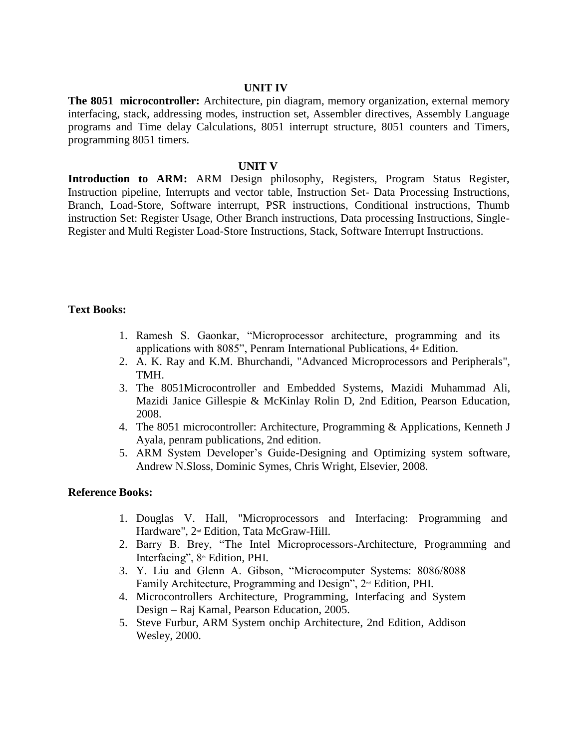## UNIT IV

**The 8051 microcontroller:** Architecture, pin diagram, memory organization, external memory interfacing, stack, addressing modes, instruction set, Assembler directives, Assembly Language programs and Time delay Calculations, 8051 interrupt structure, 8051 counters and Timers, programming 8051 timers.

## UNIT V

**Introduction to ARM:** ARM Design philosophy, Registers, Program Status Register, Instruction pipeline, Interrupts and vector table, Instruction Set- Data Processing Instructions, Branch, Load-Store, Software interrupt, PSR instructions, Conditional instructions, Thumb instruction Set: Register Usage, Other Branch instructions, Data processing Instructions, Single-Register and Multi Register Load-Store Instructions, Stack, Software Interrupt Instructions.

**Text Books:**

1. Ramesh S. Gaonkar, "Microprocessor architecture, programming and its applications with 8085", Penram International Publications, 4th Edition.
2. A. K. Ray and K.M. Bhurchandi, "Advanced Microprocessors and Peripherals", TMH.
3. The 8051Microcontroller and Embedded Systems, Mazidi Muhammad Ali, Mazidi Janice Gillespie & McKinlay Rolin D, 2nd Edition, Pearson Education, 2008.
4. The 8051 microcontroller: Architecture, Programming & Applications, Kenneth J Ayala, penram publications, 2nd edition.
5. ARM System Developer's Guide-Designing and Optimizing system software, Andrew N.Sloss, Dominic Symes, Chris Wright, Elsevier, 2008.

**Reference Books:**

1. Douglas V. Hall, "Microprocessors and Interfacing: Programming and Hardware", 2nd Edition, Tata McGraw-Hill.
2. Barry B. Brey, "The Intel Microprocessors-Architecture, Programming and Interfacing", 8th Edition, PHI.
3. Y. Liu and Glenn A. Gibson, "Microcomputer Systems: 8086/8088 Family Architecture, Programming and Design", 2nd Edition, PHI.
4. Microcontrollers Architecture, Programming, Interfacing and System Design – Raj Kamal, Pearson Education, 2005.
5. Steve Furbur, ARM System onchip Architecture, 2nd Edition, Addison Wesley, 2000.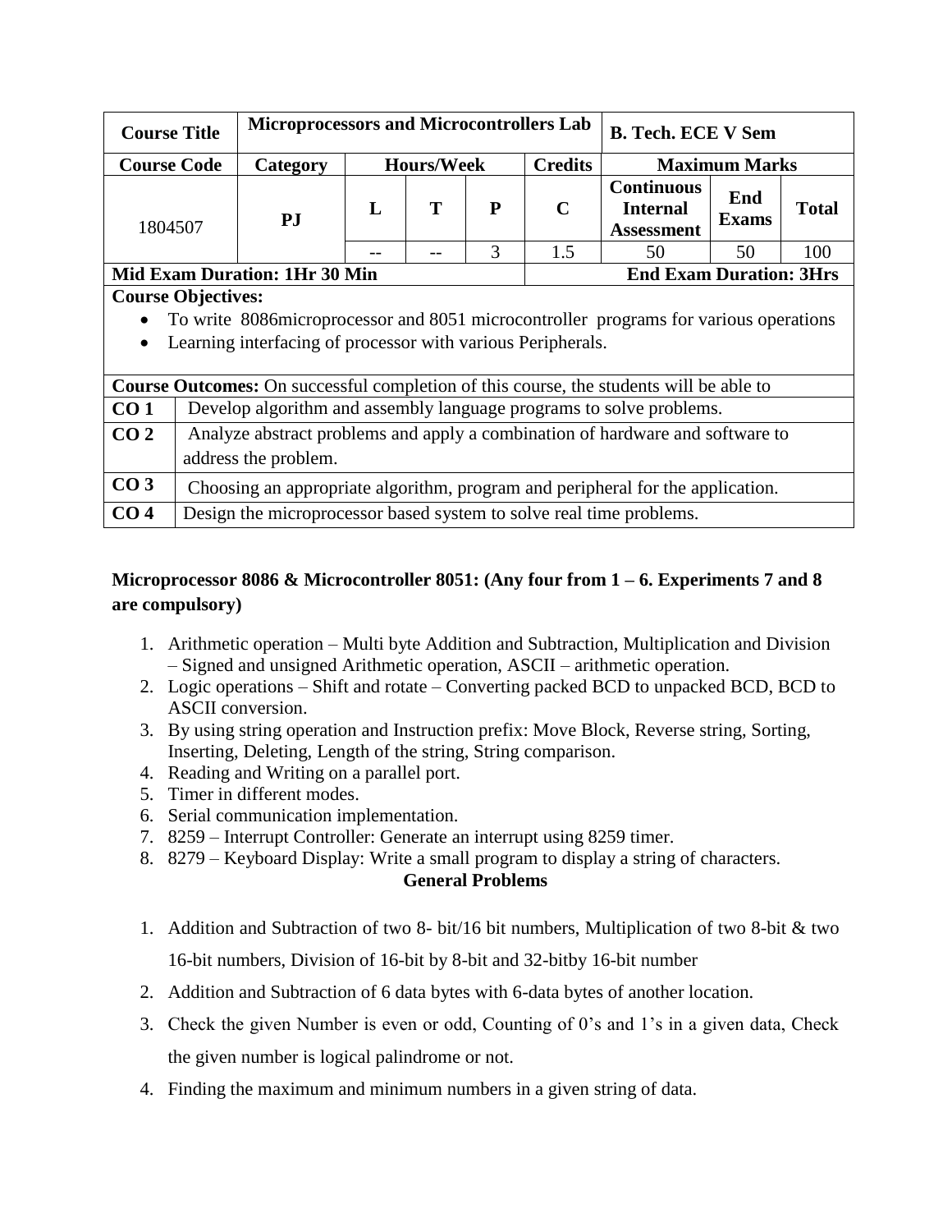| Course Title | Microprocessors and Microcontrollers Lab | | | | | B. Tech. ECE V Sem | | |
|---|---|---|---|---|---|---|---|---|
| **Course Code** | **Category** | **Hours/Week** | | | **Credits** | **Maximum Marks** | | |
| 1804507 | PJ | **L** | **T** | **P** | **C** | **Continuous Internal Assessment** | **End Exams** | **Total** |
| | | -- | -- | 3 | 1.5 | 50 | 50 | 100 |
| **Mid Exam Duration: 1Hr 30 Min** | | | | | **End Exam Duration: 3Hrs** | | | |

**Course Objectives:**

- To write 8086microprocessor and 8051 microcontroller programs for various operations
- Learning interfacing of processor with various Peripherals.

**Course Outcomes:** On successful completion of this course, the students will be able to

| | |
|---|---|
| **CO 1** | Develop algorithm and assembly language programs to solve problems. |
| **CO 2** | Analyze abstract problems and apply a combination of hardware and software to address the problem. |
| **CO 3** | Choosing an appropriate algorithm, program and peripheral for the application. |
| **CO 4** | Design the microprocessor based system to solve real time problems. |

**Microprocessor 8086 & Microcontroller 8051: (Any four from 1 – 6. Experiments 7 and 8 are compulsory)**

1. Arithmetic operation – Multi byte Addition and Subtraction, Multiplication and Division – Signed and unsigned Arithmetic operation, ASCII – arithmetic operation.
2. Logic operations – Shift and rotate – Converting packed BCD to unpacked BCD, BCD to ASCII conversion.
3. By using string operation and Instruction prefix: Move Block, Reverse string, Sorting, Inserting, Deleting, Length of the string, String comparison.
4. Reading and Writing on a parallel port.
5. Timer in different modes.
6. Serial communication implementation.
7. 8259 – Interrupt Controller: Generate an interrupt using 8259 timer.
8. 8279 – Keyboard Display: Write a small program to display a string of characters.

**General Problems**

1. Addition and Subtraction of two 8- bit/16 bit numbers, Multiplication of two 8-bit & two 16-bit numbers, Division of 16-bit by 8-bit and 32-bitby 16-bit number
2. Addition and Subtraction of 6 data bytes with 6-data bytes of another location.
3. Check the given Number is even or odd, Counting of 0's and 1's in a given data, Check the given number is logical palindrome or not.
4. Finding the maximum and minimum numbers in a given string of data.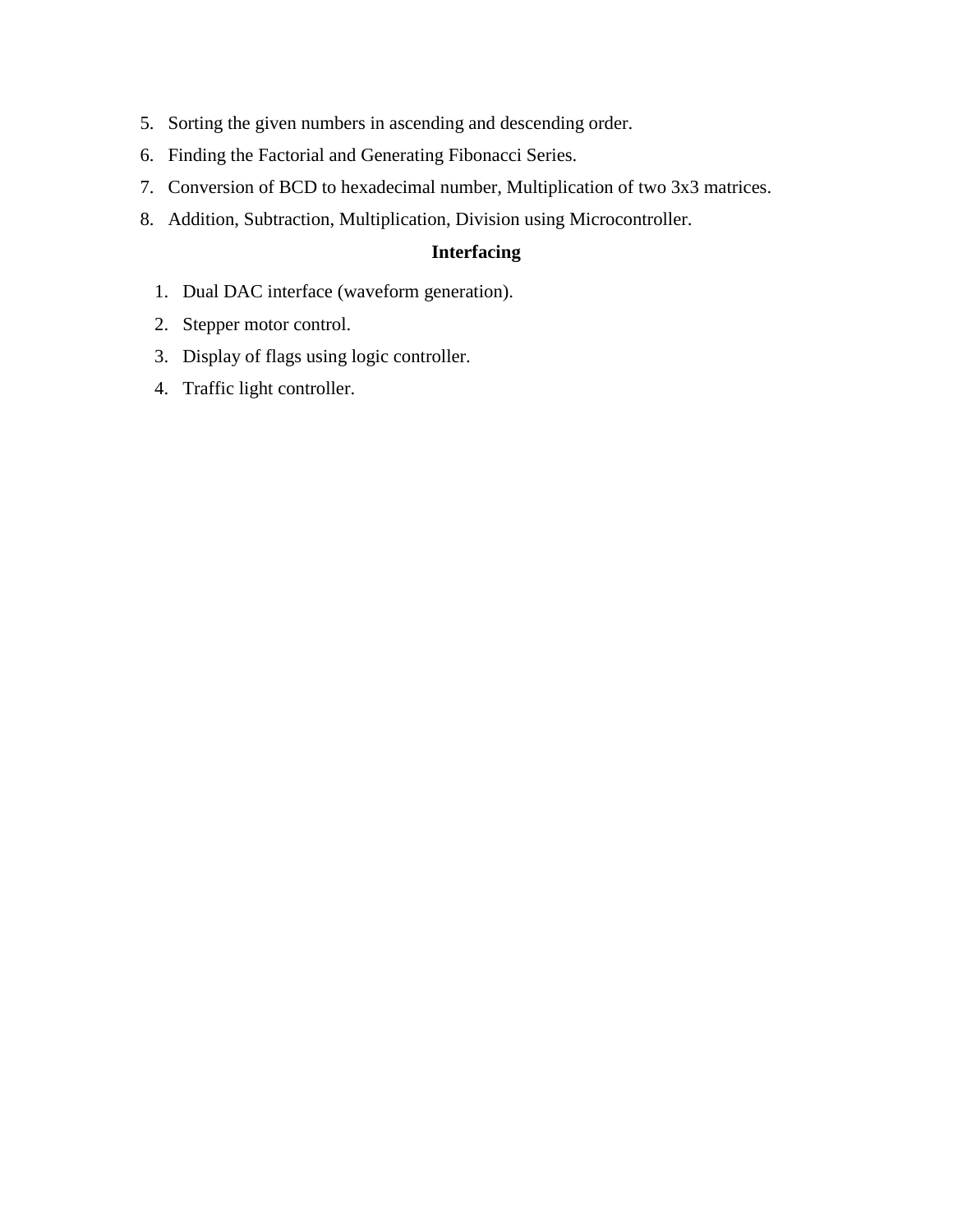5. Sorting the given numbers in ascending and descending order.
6. Finding the Factorial and Generating Fibonacci Series.
7. Conversion of BCD to hexadecimal number, Multiplication of two 3x3 matrices.
8. Addition, Subtraction, Multiplication, Division using Microcontroller.

**Interfacing**

1. Dual DAC interface (waveform generation).
2. Stepper motor control.
3. Display of flags using logic controller.
4. Traffic light controller.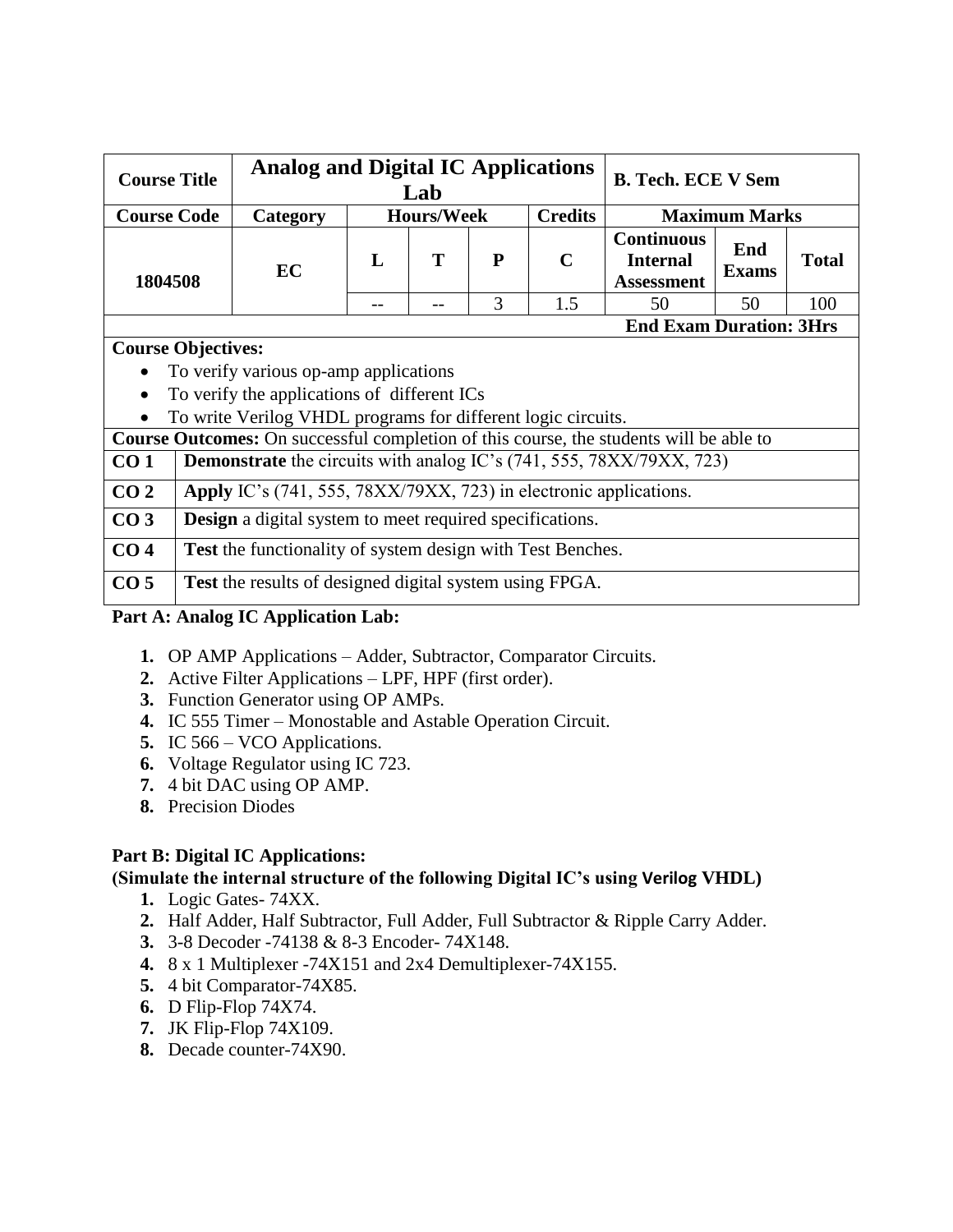| Course Title | Analog and Digital IC Applications Lab | | | | | B. Tech. ECE V Sem | | |
|---|---|---|---|---|---|---|---|---|
| **Course Code** | **Category** | **Hours/Week** | | | **Credits** | **Maximum Marks** | | |
| **1804508** | **EC** | **L** | **T** | **P** | **C** | **Continuous Internal Assessment** | **End Exams** | **Total** |
| | | -- | -- | 3 | 1.5 | 50 | 50 | 100 |
| | | | | | | **End Exam Duration: 3Hrs** | | |

**Course Objectives:**

- To verify various op-amp applications
- To verify the applications of different ICs
- To write Verilog VHDL programs for different logic circuits.

**Course Outcomes:** On successful completion of this course, the students will be able to

| | |
|---|---|
| **CO 1** | **Demonstrate** the circuits with analog IC's (741, 555, 78XX/79XX, 723) |
| **CO 2** | **Apply** IC's (741, 555, 78XX/79XX, 723) in electronic applications. |
| **CO 3** | **Design** a digital system to meet required specifications. |
| **CO 4** | **Test** the functionality of system design with Test Benches. |
| **CO 5** | **Test** the results of designed digital system using FPGA. |

**Part A: Analog IC Application Lab:**

1. OP AMP Applications – Adder, Subtractor, Comparator Circuits.
2. Active Filter Applications – LPF, HPF (first order).
3. Function Generator using OP AMPs.
4. IC 555 Timer – Monostable and Astable Operation Circuit.
5. IC 566 – VCO Applications.
6. Voltage Regulator using IC 723.
7. 4 bit DAC using OP AMP.
8. Precision Diodes

**Part B: Digital IC Applications:**
**(Simulate the internal structure of the following Digital IC's using Verilog VHDL)**

1. Logic Gates- 74XX.
2. Half Adder, Half Subtractor, Full Adder, Full Subtractor & Ripple Carry Adder.
3. 3-8 Decoder -74138 & 8-3 Encoder- 74X148.
4. 8 x 1 Multiplexer -74X151 and 2x4 Demultiplexer-74X155.
5. 4 bit Comparator-74X85.
6. D Flip-Flop 74X74.
7. JK Flip-Flop 74X109.
8. Decade counter-74X90.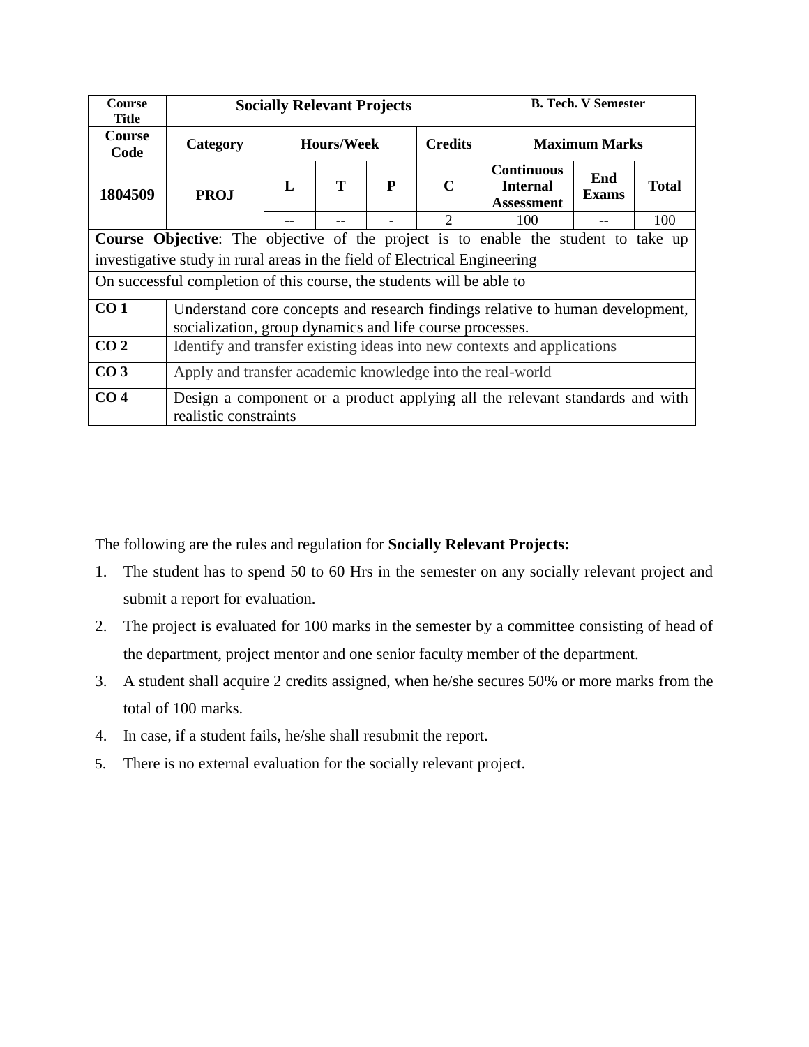| Course Title | Socially Relevant Projects | | | | | B. Tech. V Semester | | |
|---|---|---|---|---|---|---|---|---|
| Course Code | Category | Hours/Week | | | Credits | Maximum Marks | | |
| 1804509 | PROJ | L | T | P | C | Continuous Internal Assessment | End Exams | Total |
| | | -- | -- | - | 2 | 100 | -- | 100 |
| **Course Objective**: The objective of the project is to enable the student to take up investigative study in rural areas in the field of Electrical Engineering | | | | | | | | |
| On successful completion of this course, the students will be able to | | | | | | | | |
| **CO 1** | Understand core concepts and research findings relative to human development, socialization, group dynamics and life course processes. | | | | | | | |
| **CO 2** | Identify and transfer existing ideas into new contexts and applications | | | | | | | |
| **CO 3** | Apply and transfer academic knowledge into the real-world | | | | | | | |
| **CO 4** | Design a component or a product applying all the relevant standards and with realistic constraints | | | | | | | |

The following are the rules and regulation for **Socially Relevant Projects:**

1. The student has to spend 50 to 60 Hrs in the semester on any socially relevant project and submit a report for evaluation.
2. The project is evaluated for 100 marks in the semester by a committee consisting of head of the department, project mentor and one senior faculty member of the department.
3. A student shall acquire 2 credits assigned, when he/she secures 50% or more marks from the total of 100 marks.
4. In case, if a student fails, he/she shall resubmit the report.
5. There is no external evaluation for the socially relevant project.